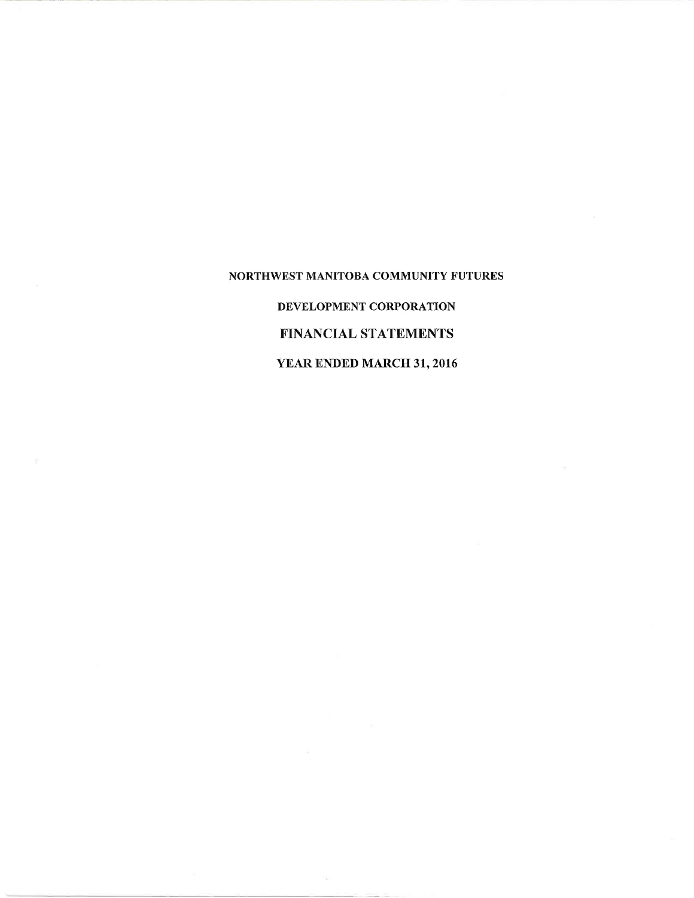# NORTHWEST MANITOBA COMMUNITY FUTURES

## DEVELOPMENT CORPORATION

## FINANCIAL STATEMENTS

## YEAR ENDED MARCH 31, 2016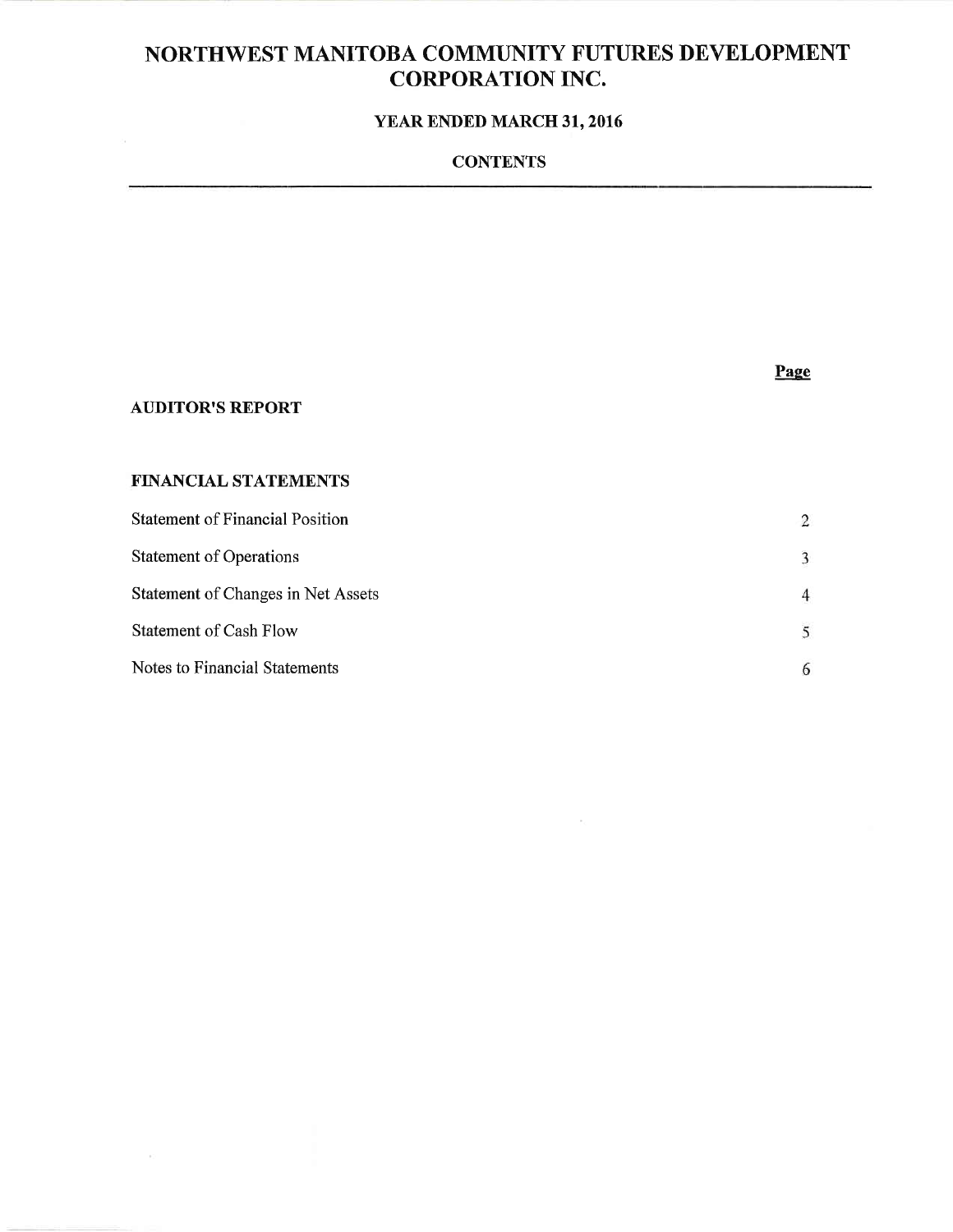# NORTHWEST MANITOBA COMMUNITY FUTURES DEVELOPMENT CORPORATION INC.

## YEAR ENDED MARCH 31, 2016

### CONTENTS

| | Page |
|---|---|
| **AUDITOR'S REPORT** | |
| | |
| **FINANCIAL STATEMENTS** | |
| Statement of Financial Position | 2 |
| Statement of Operations | 3 |
| Statement of Changes in Net Assets | 4 |
| Statement of Cash Flow | 5 |
| Notes to Financial Statements | 6 |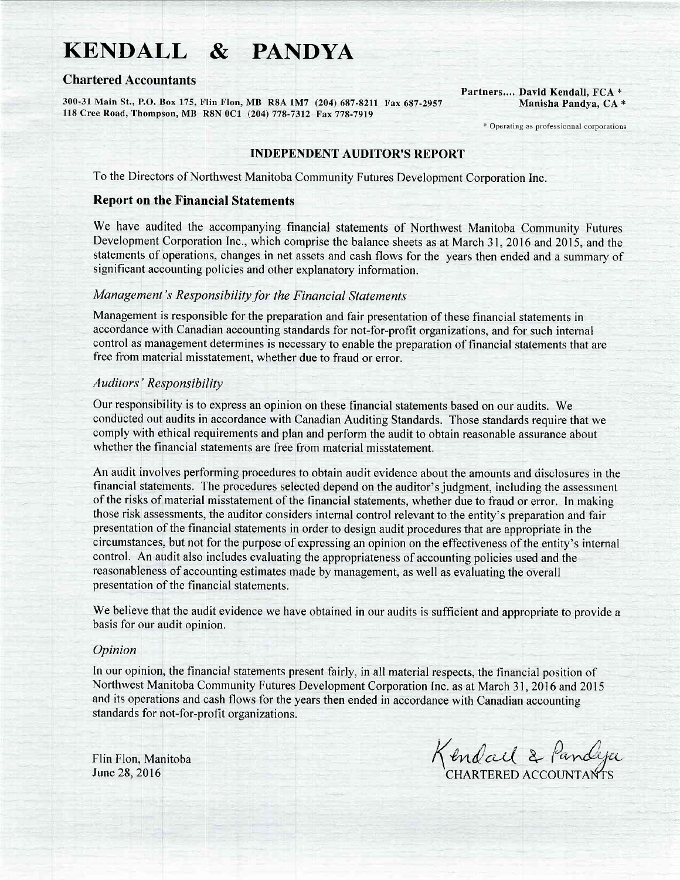# KENDALL & PANDYA

## Chartered Accountants

300-31 Main St., P.O. Box 175, Flin Flon, MB R8A 1M7 (204) 687-8211 Fax 687-2957
118 Cree Road, Thompson, MB R8N 0C1 (204) 778-7312 Fax 778-7919

Partners.... David Kendall, FCA *
Manisha Pandya, CA *

* Operating as professional corporations

### INDEPENDENT AUDITOR'S REPORT

To the Directors of Northwest Manitoba Community Futures Development Corporation Inc.

### Report on the Financial Statements

We have audited the accompanying financial statements of Northwest Manitoba Community Futures Development Corporation Inc., which comprise the balance sheets as at March 31, 2016 and 2015, and the statements of operations, changes in net assets and cash flows for the years then ended and a summary of significant accounting policies and other explanatory information.

*Management's Responsibility for the Financial Statements*

Management is responsible for the preparation and fair presentation of these financial statements in accordance with Canadian accounting standards for not-for-profit organizations, and for such internal control as management determines is necessary to enable the preparation of financial statements that are free from material misstatement, whether due to fraud or error.

*Auditors' Responsibility*

Our responsibility is to express an opinion on these financial statements based on our audits. We conducted out audits in accordance with Canadian Auditing Standards. Those standards require that we comply with ethical requirements and plan and perform the audit to obtain reasonable assurance about whether the financial statements are free from material misstatement.

An audit involves performing procedures to obtain audit evidence about the amounts and disclosures in the financial statements. The procedures selected depend on the auditor's judgment, including the assessment of the risks of material misstatement of the financial statements, whether due to fraud or error. In making those risk assessments, the auditor considers internal control relevant to the entity's preparation and fair presentation of the financial statements in order to design audit procedures that are appropriate in the circumstances, but not for the purpose of expressing an opinion on the effectiveness of the entity's internal control. An audit also includes evaluating the appropriateness of accounting policies used and the reasonableness of accounting estimates made by management, as well as evaluating the overall presentation of the financial statements.

We believe that the audit evidence we have obtained in our audits is sufficient and appropriate to provide a basis for our audit opinion.

*Opinion*

In our opinion, the financial statements present fairly, in all material respects, the financial position of Northwest Manitoba Community Futures Development Corporation Inc. as at March 31, 2016 and 2015 and its operations and cash flows for the years then ended in accordance with Canadian accounting standards for not-for-profit organizations.

Flin Flon, Manitoba
June 28, 2016

Kendall & Pandya
CHARTERED ACCOUNTANTS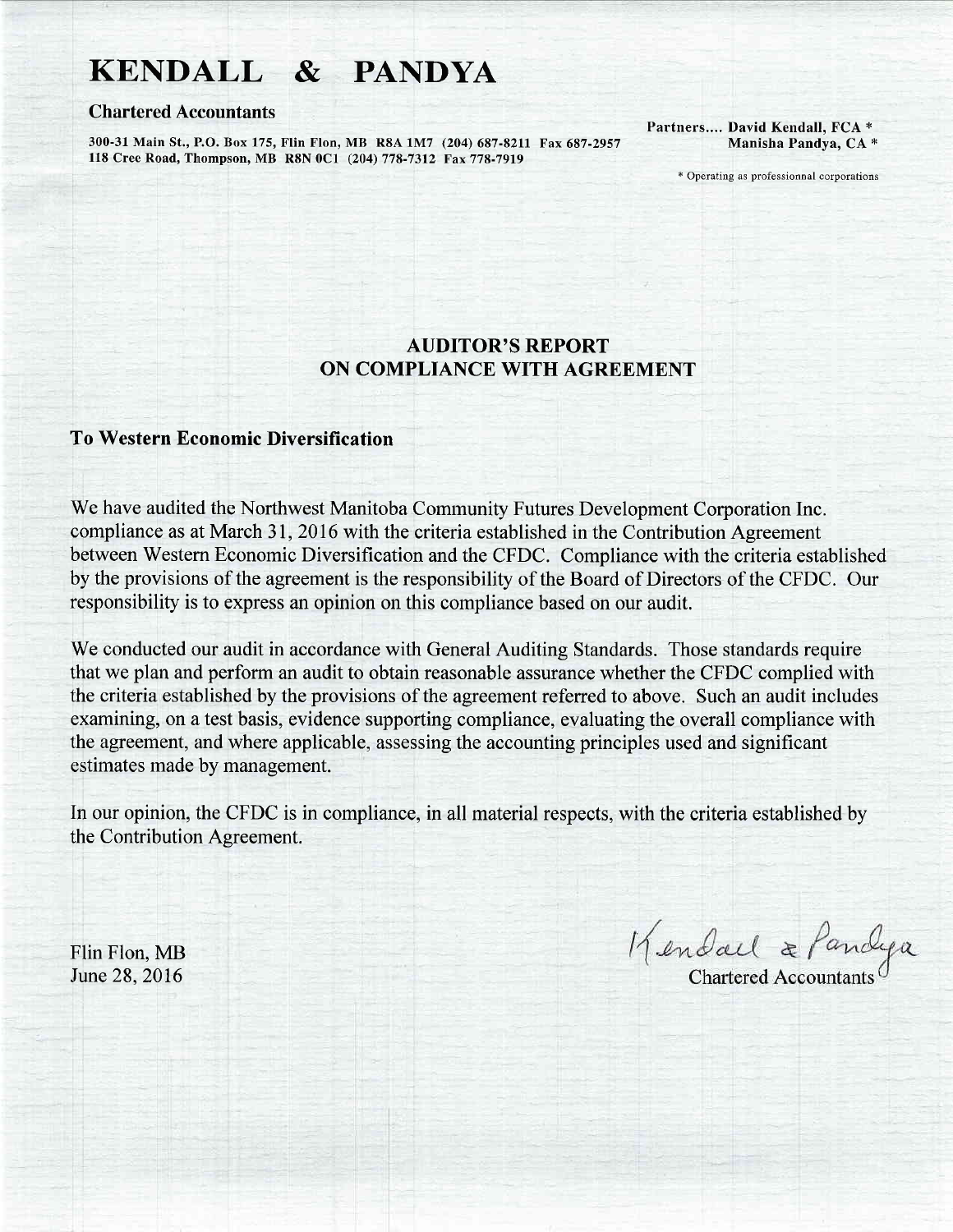# KENDALL & PANDYA

**Chartered Accountants**

**300-31 Main St., P.O. Box 175, Flin Flon, MB R8A 1M7 (204) 687-8211 Fax 687-2957**
**118 Cree Road, Thompson, MB R8N 0C1 (204) 778-7312 Fax 778-7919**

**Partners.... David Kendall, FCA ***
**Manisha Pandya, CA ***

* Operating as professional corporations

## AUDITOR'S REPORT ON COMPLIANCE WITH AGREEMENT

**To Western Economic Diversification**

We have audited the Northwest Manitoba Community Futures Development Corporation Inc. compliance as at March 31, 2016 with the criteria established in the Contribution Agreement between Western Economic Diversification and the CFDC. Compliance with the criteria established by the provisions of the agreement is the responsibility of the Board of Directors of the CFDC. Our responsibility is to express an opinion on this compliance based on our audit.

We conducted our audit in accordance with General Auditing Standards. Those standards require that we plan and perform an audit to obtain reasonable assurance whether the CFDC complied with the criteria established by the provisions of the agreement referred to above. Such an audit includes examining, on a test basis, evidence supporting compliance, evaluating the overall compliance with the agreement, and where applicable, assessing the accounting principles used and significant estimates made by management.

In our opinion, the CFDC is in compliance, in all material respects, with the criteria established by the Contribution Agreement.

Flin Flon, MB
June 28, 2016

Kendall & Pandya
Chartered Accountants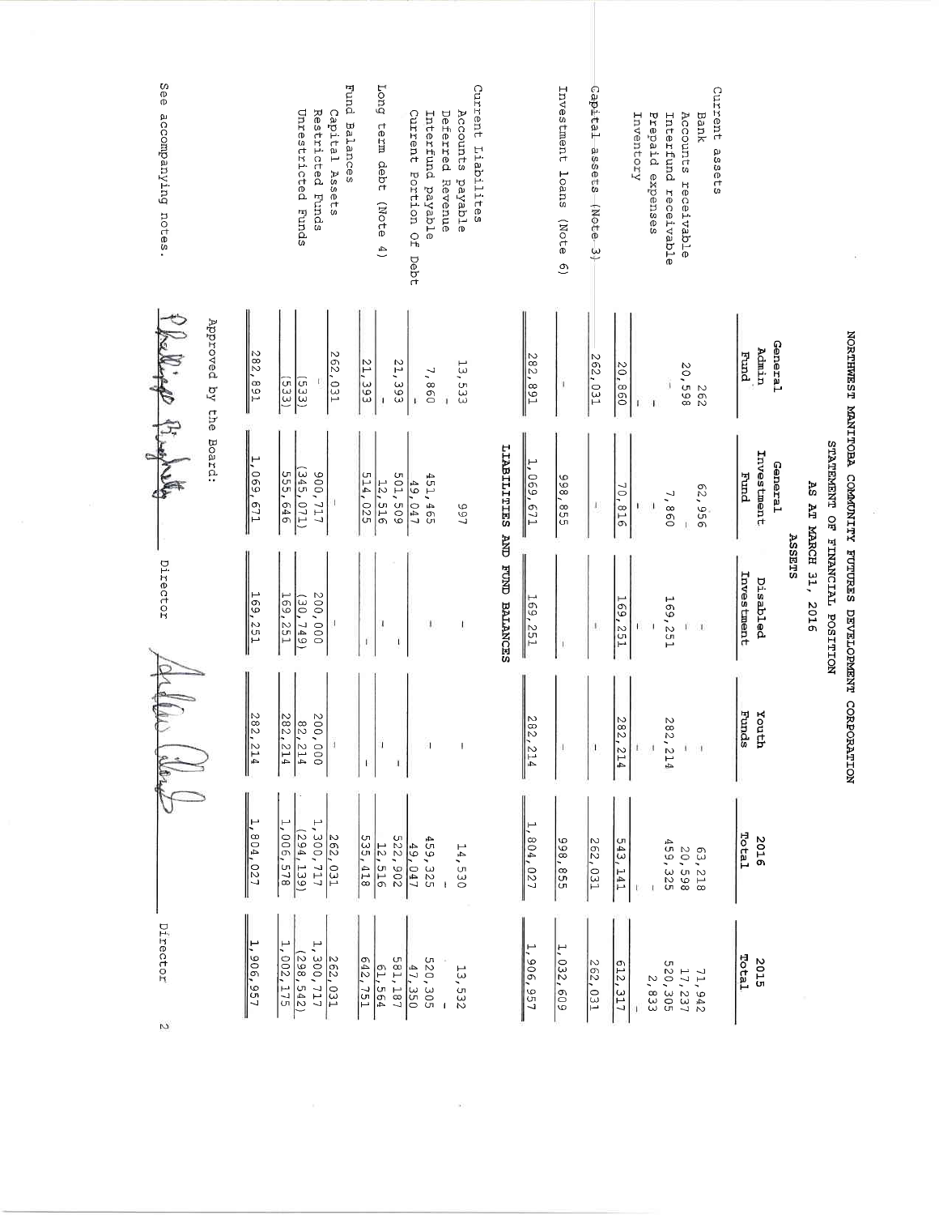# NORTHWEST MANITOBA COMMUNITY FUTURES DEVELOPMENT CORPORATION

## STATEMENT OF FINANCIAL POSITION

### AS AT MARCH 31, 2016

#### ASSETS

| | General Admin Fund | General Investment Fund | Disabled Investment | Youth Funds | 2016 Total | 2015 Total |
|---|---|---|---|---|---|---|
| **Current assets** | | | | | | |
| Bank | 262 | 62,956 | - | - | 63,218 | 71,942 |
| Accounts receivable | 20,598 | - | - | - | 20,598 | 17,237 |
| Interfund receivable | - | 7,860 | 169,251 | 282,214 | 459,325 | 520,305 |
| Prepaid expenses | - | - | - | - | - | 2,833 |
| Inventory | - | - | - | - | - | - |
| | 20,860 | 70,816 | 169,251 | 282,214 | 543,141 | 612,317 |
| Capital assets (Note 3) | 262,031 | - | - | - | 262,031 | 262,031 |
| Investment loans (Note 6) | - | 998,855 | - | - | 998,855 | 1,032,609 |
| | 282,891 | 1,069,671 | 169,251 | 282,214 | 1,804,027 | 1,906,957 |

#### LIABILITIES AND FUND BALANCES

| | General Admin Fund | General Investment Fund | Disabled Investment | Youth Funds | 2016 Total | 2015 Total |
|---|---|---|---|---|---|---|
| **Current Liabilites** | | | | | | |
| Accounts payable | 13,533 | 997 | - | - | 14,530 | 13,532 |
| Deferred Revenue | - | | | | - | - |
| Interfund payable | 7,860 | 451,465 | - | - | 459,325 | 520,305 |
| Current Portion Of Debt | - | 49,047 | | | 49,047 | 47,350 |
| | 21,393 | 501,509 | - | - | 522,902 | 581,187 |
| Long term debt (Note 4) | - | 12,516 | | | 12,516 | 61,564 |
| | 21,393 | 514,025 | - | - | 535,418 | 642,751 |
| **Fund Balances** | | | | | | |
| Capital Assets | 262,031 | - | - | - | 262,031 | 262,031 |
| Restricted Funds | - | 900,717 | 200,000 | 200,000 | 1,300,717 | 1,300,717 |
| Unrestricted Funds | (533) | (345,071) | (30,749) | 82,214 | (294,139) | (298,542) |
| | (533) | 555,646 | 169,251 | 282,214 | 1,006,578 | 1,002,175 |
| | 282,891 | 1,069,671 | 169,251 | 282,214 | 1,804,027 | 1,906,957 |

Approved by the Board:

_______________ Director _______________ Director

See accompanying notes.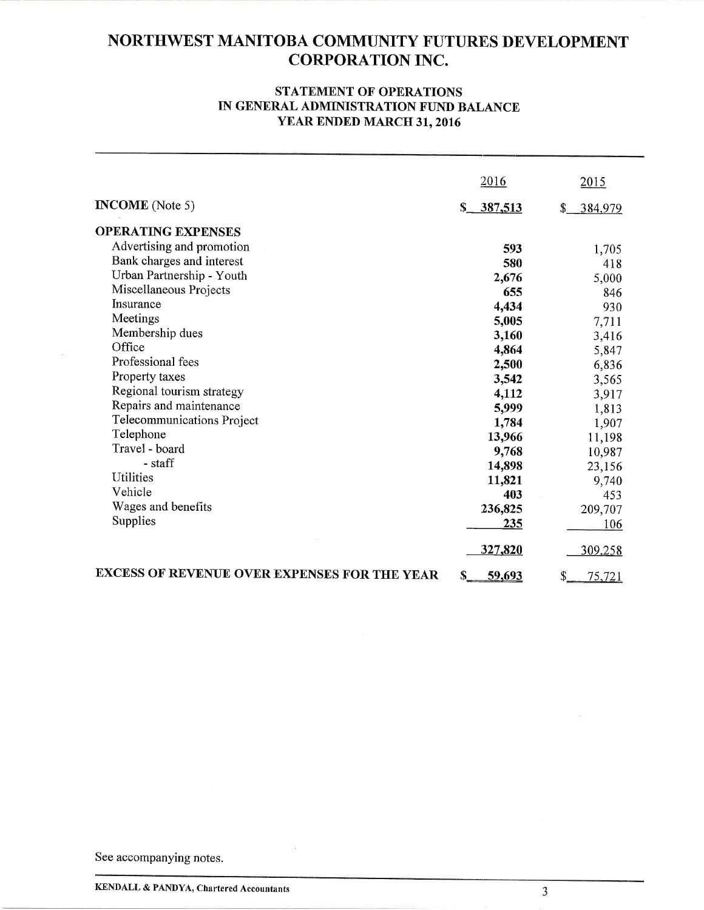# NORTHWEST MANITOBA COMMUNITY FUTURES DEVELOPMENT CORPORATION INC.

## STATEMENT OF OPERATIONS IN GENERAL ADMINISTRATION FUND BALANCE YEAR ENDED MARCH 31, 2016

| | 2016 | 2015 |
|---|---|---|
| **INCOME** (Note 5) | $ 387,513 | $ 384,979 |
| **OPERATING EXPENSES** | | |
| Advertising and promotion | 593 | 1,705 |
| Bank charges and interest | 580 | 418 |
| Urban Partnership - Youth | 2,676 | 5,000 |
| Miscellaneous Projects | 655 | 846 |
| Insurance | 4,434 | 930 |
| Meetings | 5,005 | 7,711 |
| Membership dues | 3,160 | 3,416 |
| Office | 4,864 | 5,847 |
| Professional fees | 2,500 | 6,836 |
| Property taxes | 3,542 | 3,565 |
| Regional tourism strategy | 4,112 | 3,917 |
| Repairs and maintenance | 5,999 | 1,813 |
| Telecommunications Project | 1,784 | 1,907 |
| Telephone | 13,966 | 11,198 |
| Travel - board | 9,768 | 10,987 |
| - staff | 14,898 | 23,156 |
| Utilities | 11,821 | 9,740 |
| Vehicle | 403 | 453 |
| Wages and benefits | 236,825 | 209,707 |
| Supplies | 235 | 106 |
| | 327,820 | 309,258 |
| **EXCESS OF REVENUE OVER EXPENSES FOR THE YEAR** | $ 59,693 | $ 75,721 |

See accompanying notes.

KENDALL & PANDYA, Chartered Accountants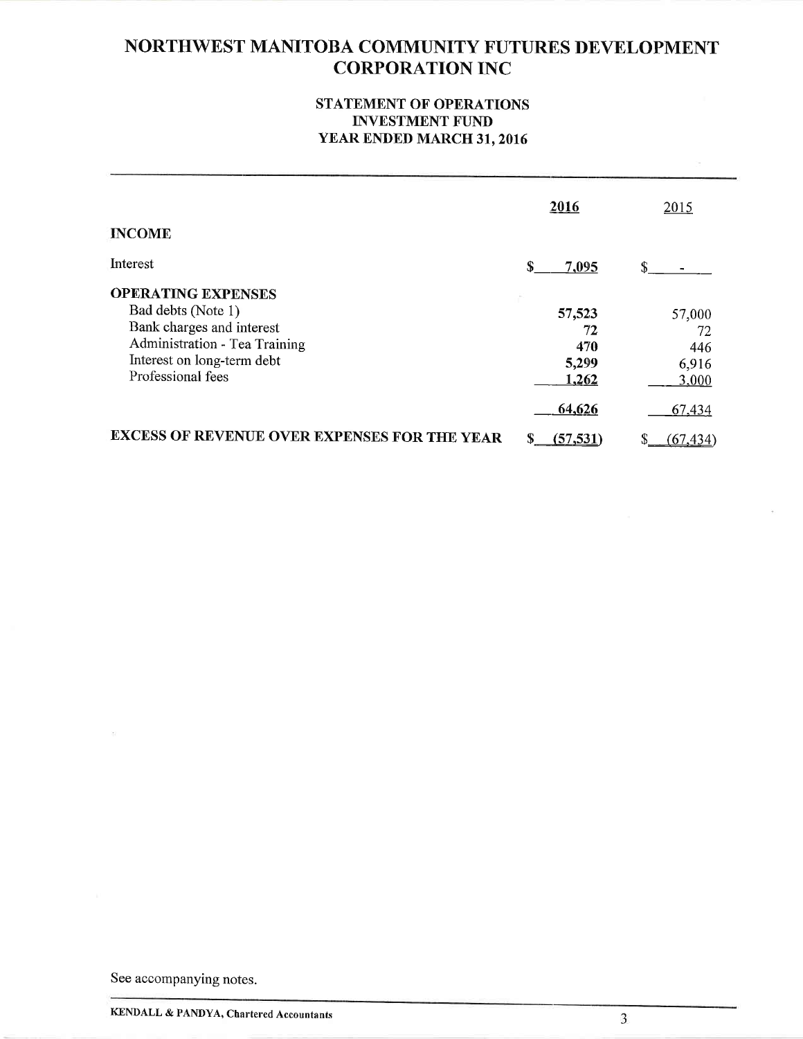# NORTHWEST MANITOBA COMMUNITY FUTURES DEVELOPMENT CORPORATION INC

## STATEMENT OF OPERATIONS
## INVESTMENT FUND
## YEAR ENDED MARCH 31, 2016

| | 2016 | 2015 |
|---|---|---|
| **INCOME** | | |
| Interest | $ 7,095 | $ - |
| **OPERATING EXPENSES** | | |
| Bad debts (Note 1) | 57,523 | 57,000 |
| Bank charges and interest | 72 | 72 |
| Administration - Tea Training | 470 | 446 |
| Interest on long-term debt | 5,299 | 6,916 |
| Professional fees | 1,262 | 3,000 |
| | 64,626 | 67,434 |
| **EXCESS OF REVENUE OVER EXPENSES FOR THE YEAR** | $ (57,531) | $ (67,434) |

See accompanying notes.

KENDALL & PANDYA, Chartered Accountants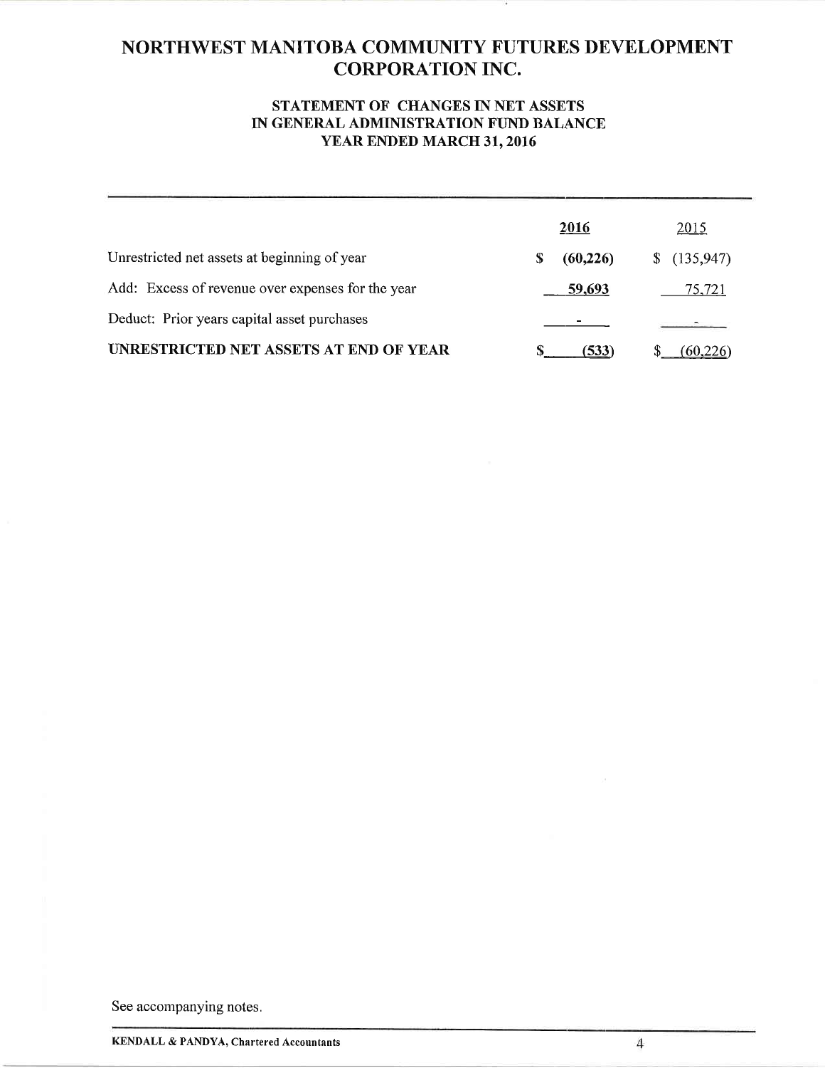# NORTHWEST MANITOBA COMMUNITY FUTURES DEVELOPMENT CORPORATION INC.

## STATEMENT OF CHANGES IN NET ASSETS IN GENERAL ADMINISTRATION FUND BALANCE YEAR ENDED MARCH 31, 2016

| | 2016 | 2015 |
|---|---|---|
| Unrestricted net assets at beginning of year | $ (60,226) | $ (135,947) |
| Add: Excess of revenue over expenses for the year | 59,693 | 75,721 |
| Deduct: Prior years capital asset purchases | - | - |
| **UNRESTRICTED NET ASSETS AT END OF YEAR** | $ (533) | $ (60,226) |

See accompanying notes.

KENDALL & PANDYA, Chartered Accountants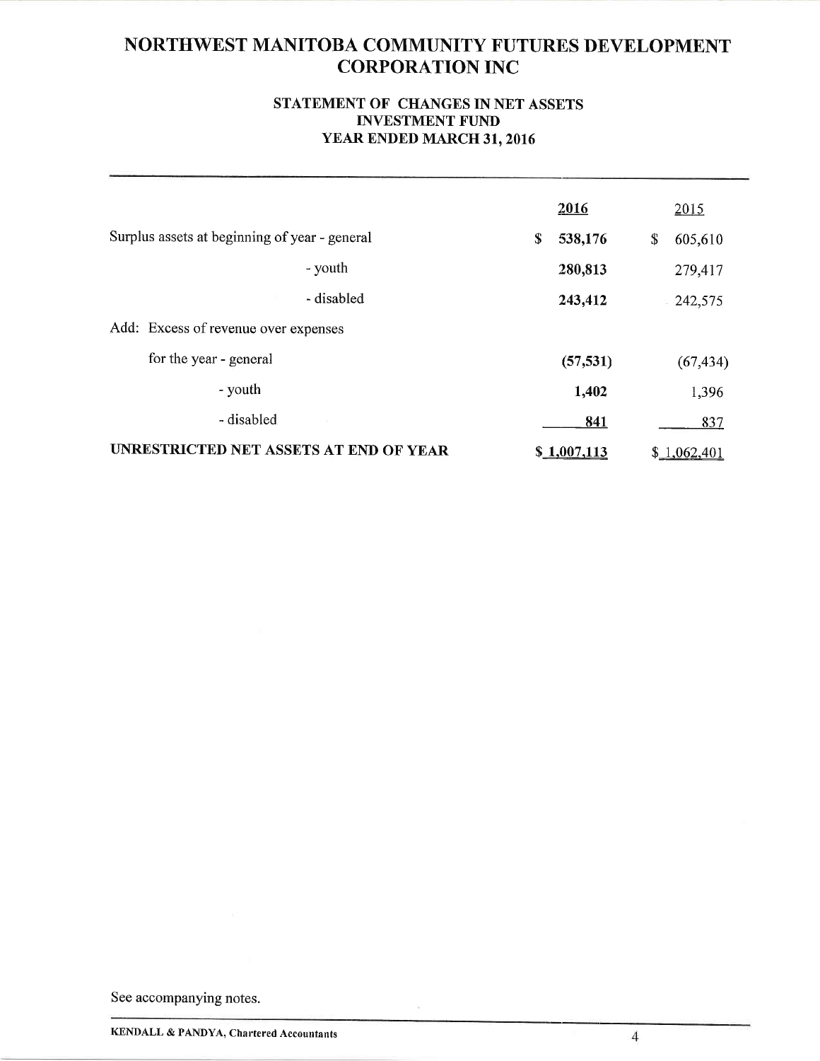# NORTHWEST MANITOBA COMMUNITY FUTURES DEVELOPMENT CORPORATION INC

## STATEMENT OF CHANGES IN NET ASSETS
## INVESTMENT FUND
## YEAR ENDED MARCH 31, 2016

| | **2016** | 2015 |
|---|---|---|
| Surplus assets at beginning of year - general | $ **538,176** | $ 605,610 |
| - youth | **280,813** | 279,417 |
| - disabled | **243,412** | 242,575 |
| Add: Excess of revenue over expenses | | |
| for the year - general | **(57,531)** | (67,434) |
| - youth | **1,402** | 1,396 |
| - disabled | **841** | 837 |
| **UNRESTRICTED NET ASSETS AT END OF YEAR** | **$ 1,007,113** | $ 1,062,401 |

See accompanying notes.

KENDALL & PANDYA, Chartered Accountants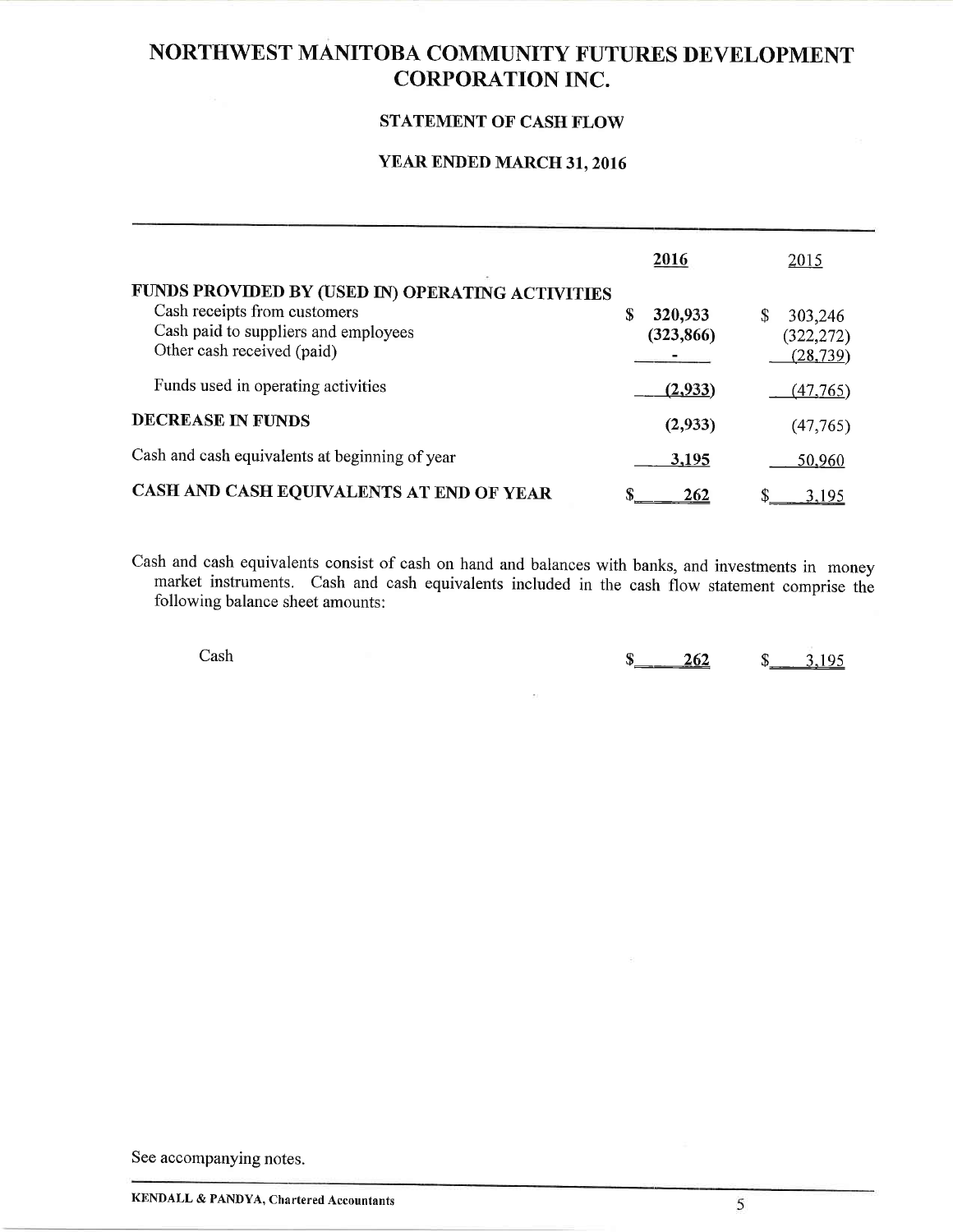# NORTHWEST MANITOBA COMMUNITY FUTURES DEVELOPMENT CORPORATION INC.

## STATEMENT OF CASH FLOW

### YEAR ENDED MARCH 31, 2016

| | 2016 | 2015 |
|---|---|---|
| **FUNDS PROVIDED BY (USED IN) OPERATING ACTIVITIES** | | |
| Cash receipts from customers | **$ 320,933** | $ 303,246 |
| Cash paid to suppliers and employees | **(323,866)** | (322,272) |
| Other cash received (paid) | **-** | (28,739) |
| Funds used in operating activities | **(2,933)** | (47,765) |
| **DECREASE IN FUNDS** | **(2,933)** | (47,765) |
| Cash and cash equivalents at beginning of year | **3,195** | 50,960 |
| **CASH AND CASH EQUIVALENTS AT END OF YEAR** | **$ 262** | $ 3,195 |

Cash and cash equivalents consist of cash on hand and balances with banks, and investments in money market instruments. Cash and cash equivalents included in the cash flow statement comprise the following balance sheet amounts:

| | 2016 | 2015 |
|---|---|---|
| Cash | **$ 262** | $ 3,195 |

See accompanying notes.

KENDALL & PANDYA, Chartered Accountants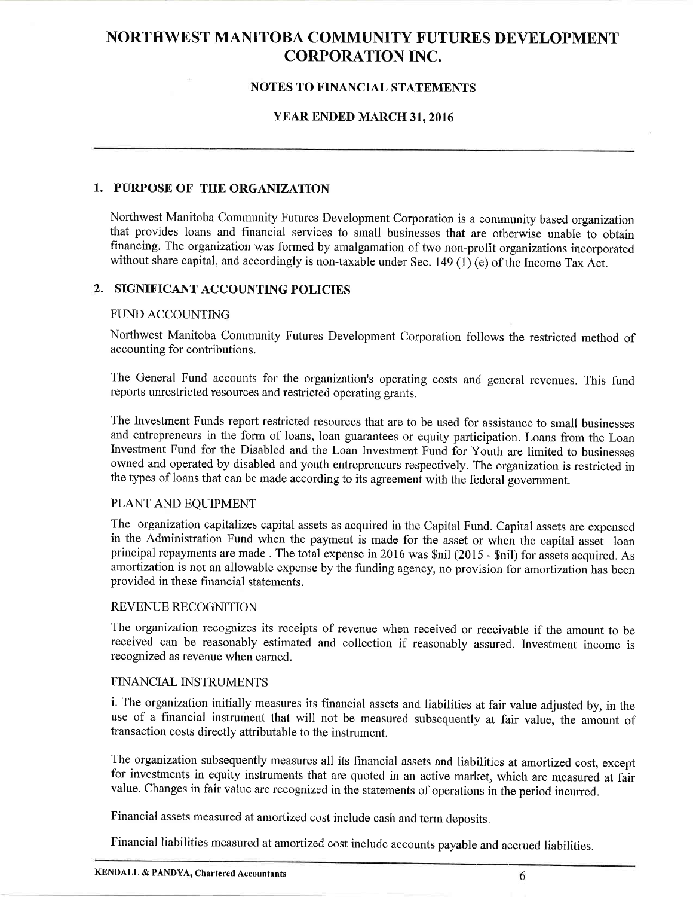# NORTHWEST MANITOBA COMMUNITY FUTURES DEVELOPMENT CORPORATION INC.

## NOTES TO FINANCIAL STATEMENTS

## YEAR ENDED MARCH 31, 2016

### 1. PURPOSE OF THE ORGANIZATION

Northwest Manitoba Community Futures Development Corporation is a community based organization that provides loans and financial services to small businesses that are otherwise unable to obtain financing. The organization was formed by amalgamation of two non-profit organizations incorporated without share capital, and accordingly is non-taxable under Sec. 149 (1) (e) of the Income Tax Act.

### 2. SIGNIFICANT ACCOUNTING POLICIES

FUND ACCOUNTING

Northwest Manitoba Community Futures Development Corporation follows the restricted method of accounting for contributions.

The General Fund accounts for the organization's operating costs and general revenues. This fund reports unrestricted resources and restricted operating grants.

The Investment Funds report restricted resources that are to be used for assistance to small businesses and entrepreneurs in the form of loans, loan guarantees or equity participation. Loans from the Loan Investment Fund for the Disabled and the Loan Investment Fund for Youth are limited to businesses owned and operated by disabled and youth entrepreneurs respectively. The organization is restricted in the types of loans that can be made according to its agreement with the federal government.

PLANT AND EQUIPMENT

The organization capitalizes capital assets as acquired in the Capital Fund. Capital assets are expensed in the Administration Fund when the payment is made for the asset or when the capital asset loan principal repayments are made . The total expense in 2016 was $nil (2015 - $nil) for assets acquired. As amortization is not an allowable expense by the funding agency, no provision for amortization has been provided in these financial statements.

REVENUE RECOGNITION

The organization recognizes its receipts of revenue when received or receivable if the amount to be received can be reasonably estimated and collection if reasonably assured. Investment income is recognized as revenue when earned.

FINANCIAL INSTRUMENTS

i. The organization initially measures its financial assets and liabilities at fair value adjusted by, in the use of a financial instrument that will not be measured subsequently at fair value, the amount of transaction costs directly attributable to the instrument.

The organization subsequently measures all its financial assets and liabilities at amortized cost, except for investments in equity instruments that are quoted in an active market, which are measured at fair value. Changes in fair value are recognized in the statements of operations in the period incurred.

Financial assets measured at amortized cost include cash and term deposits.

Financial liabilities measured at amortized cost include accounts payable and accrued liabilities.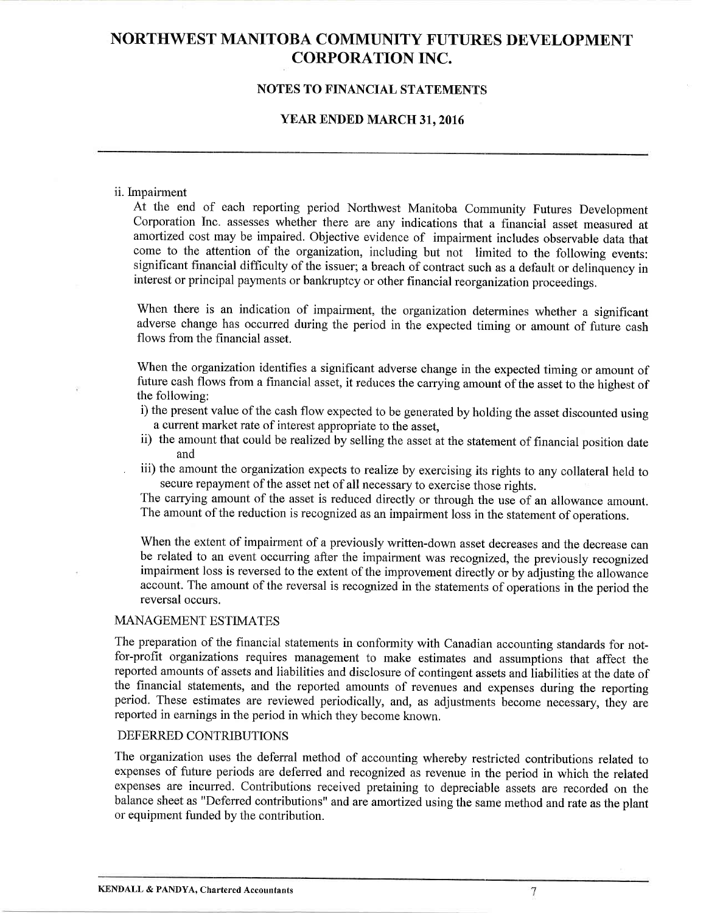ii. Impairment

At the end of each reporting period Northwest Manitoba Community Futures Development Corporation Inc. assesses whether there are any indications that a financial asset measured at amortized cost may be impaired. Objective evidence of impairment includes observable data that come to the attention of the organization, including but not limited to the following events: significant financial difficulty of the issuer; a breach of contract such as a default or delinquency in interest or principal payments or bankruptcy or other financial reorganization proceedings.

When there is an indication of impairment, the organization determines whether a significant adverse change has occurred during the period in the expected timing or amount of future cash flows from the financial asset.

When the organization identifies a significant adverse change in the expected timing or amount of future cash flows from a financial asset, it reduces the carrying amount of the asset to the highest of the following:

i) the present value of the cash flow expected to be generated by holding the asset discounted using a current market rate of interest appropriate to the asset,

ii) the amount that could be realized by selling the asset at the statement of financial position date and

iii) the amount the organization expects to realize by exercising its rights to any collateral held to secure repayment of the asset net of all necessary to exercise those rights.

The carrying amount of the asset is reduced directly or through the use of an allowance amount. The amount of the reduction is recognized as an impairment loss in the statement of operations.

When the extent of impairment of a previously written-down asset decreases and the decrease can be related to an event occurring after the impairment was recognized, the previously recognized impairment loss is reversed to the extent of the improvement directly or by adjusting the allowance account. The amount of the reversal is recognized in the statements of operations in the period the reversal occurs.

MANAGEMENT ESTIMATES

The preparation of the financial statements in conformity with Canadian accounting standards for not-for-profit organizations requires management to make estimates and assumptions that affect the reported amounts of assets and liabilities and disclosure of contingent assets and liabilities at the date of the financial statements, and the reported amounts of revenues and expenses during the reporting period. These estimates are reviewed periodically, and, as adjustments become necessary, they are reported in earnings in the period in which they become known.

DEFERRED CONTRIBUTIONS

The organization uses the deferral method of accounting whereby restricted contributions related to expenses of future periods are deferred and recognized as revenue in the period in which the related expenses are incurred. Contributions received pretaining to depreciable assets are recorded on the balance sheet as "Deferred contributions" and are amortized using the same method and rate as the plant or equipment funded by the contribution.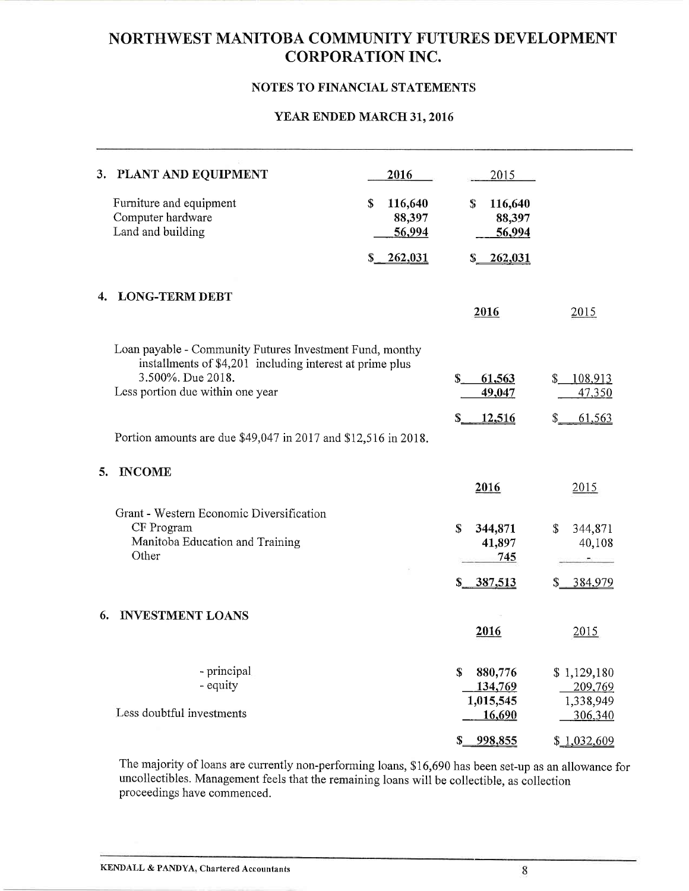# NORTHWEST MANITOBA COMMUNITY FUTURES DEVELOPMENT CORPORATION INC.

## NOTES TO FINANCIAL STATEMENTS

## YEAR ENDED MARCH 31, 2016

### 3. PLANT AND EQUIPMENT

| | 2016 | 2015 |
|---|---|---|
| Furniture and equipment | $ 116,640 | $ 116,640 |
| Computer hardware | 88,397 | 88,397 |
| Land and building | 56,994 | 56,994 |
| | $ 262,031 | $ 262,031 |

### 4. LONG-TERM DEBT

| | 2016 | 2015 |
|---|---|---|
| Loan payable - Community Futures Investment Fund, monthy installments of $4,201 including interest at prime plus 3.500%. Due 2018. | $ 61,563 | $ 108,913 |
| Less portion due within one year | 49,047 | 47,350 |
| | $ 12,516 | $ 61,563 |

Portion amounts are due $49,047 in 2017 and $12,516 in 2018.

### 5. INCOME

| | 2016 | 2015 |
|---|---|---|
| Grant - Western Economic Diversification | | |
| CF Program | $ 344,871 | $ 344,871 |
| Manitoba Education and Training | 41,897 | 40,108 |
| Other | 745 | - |
| | $ 387,513 | $ 384,979 |

### 6. INVESTMENT LOANS

| | 2016 | 2015 |
|---|---|---|
| - principal | $ 880,776 | $ 1,129,180 |
| - equity | 134,769 | 209,769 |
| | 1,015,545 | 1,338,949 |
| Less doubtful investments | 16,690 | 306,340 |
| | $ 998,855 | $ 1,032,609 |

The majority of loans are currently non-performing loans, $16,690 has been set-up as an allowance for uncollectibles. Management feels that the remaining loans will be collectible, as collection proceedings have commenced.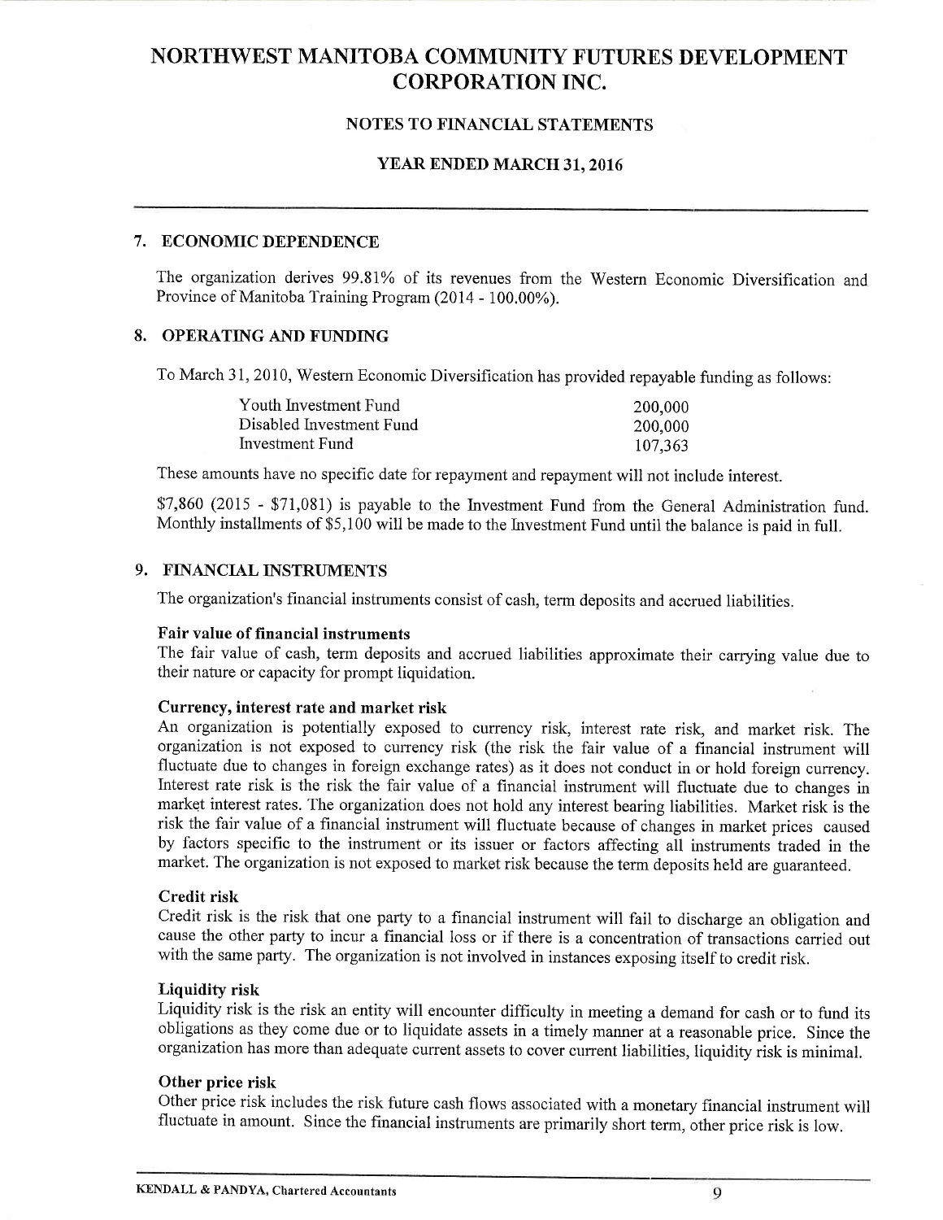# NORTHWEST MANITOBA COMMUNITY FUTURES DEVELOPMENT CORPORATION INC.

## NOTES TO FINANCIAL STATEMENTS

## YEAR ENDED MARCH 31, 2016

### 7. ECONOMIC DEPENDENCE

The organization derives 99.81% of its revenues from the Western Economic Diversification and Province of Manitoba Training Program (2014 - 100.00%).

### 8. OPERATING AND FUNDING

To March 31, 2010, Western Economic Diversification has provided repayable funding as follows:

| | |
|---|---|
| Youth Investment Fund | 200,000 |
| Disabled Investment Fund | 200,000 |
| Investment Fund | 107,363 |

These amounts have no specific date for repayment and repayment will not include interest.

$7,860 (2015 - $71,081) is payable to the Investment Fund from the General Administration fund. Monthly installments of $5,100 will be made to the Investment Fund until the balance is paid in full.

### 9. FINANCIAL INSTRUMENTS

The organization's financial instruments consist of cash, term deposits and accrued liabilities.

**Fair value of financial instruments**
The fair value of cash, term deposits and accrued liabilities approximate their carrying value due to their nature or capacity for prompt liquidation.

**Currency, interest rate and market risk**
An organization is potentially exposed to currency risk, interest rate risk, and market risk. The organization is not exposed to currency risk (the risk the fair value of a financial instrument will fluctuate due to changes in foreign exchange rates) as it does not conduct in or hold foreign currency. Interest rate risk is the risk the fair value of a financial instrument will fluctuate due to changes in market interest rates. The organization does not hold any interest bearing liabilities. Market risk is the risk the fair value of a financial instrument will fluctuate because of changes in market prices caused by factors specific to the instrument or its issuer or factors affecting all instruments traded in the market. The organization is not exposed to market risk because the term deposits held are guaranteed.

**Credit risk**
Credit risk is the risk that one party to a financial instrument will fail to discharge an obligation and cause the other party to incur a financial loss or if there is a concentration of transactions carried out with the same party. The organization is not involved in instances exposing itself to credit risk.

**Liquidity risk**
Liquidity risk is the risk an entity will encounter difficulty in meeting a demand for cash or to fund its obligations as they come due or to liquidate assets in a timely manner at a reasonable price. Since the organization has more than adequate current assets to cover current liabilities, liquidity risk is minimal.

**Other price risk**
Other price risk includes the risk future cash flows associated with a monetary financial instrument will fluctuate in amount. Since the financial instruments are primarily short term, other price risk is low.

KENDALL & PANDYA, Chartered Accountants